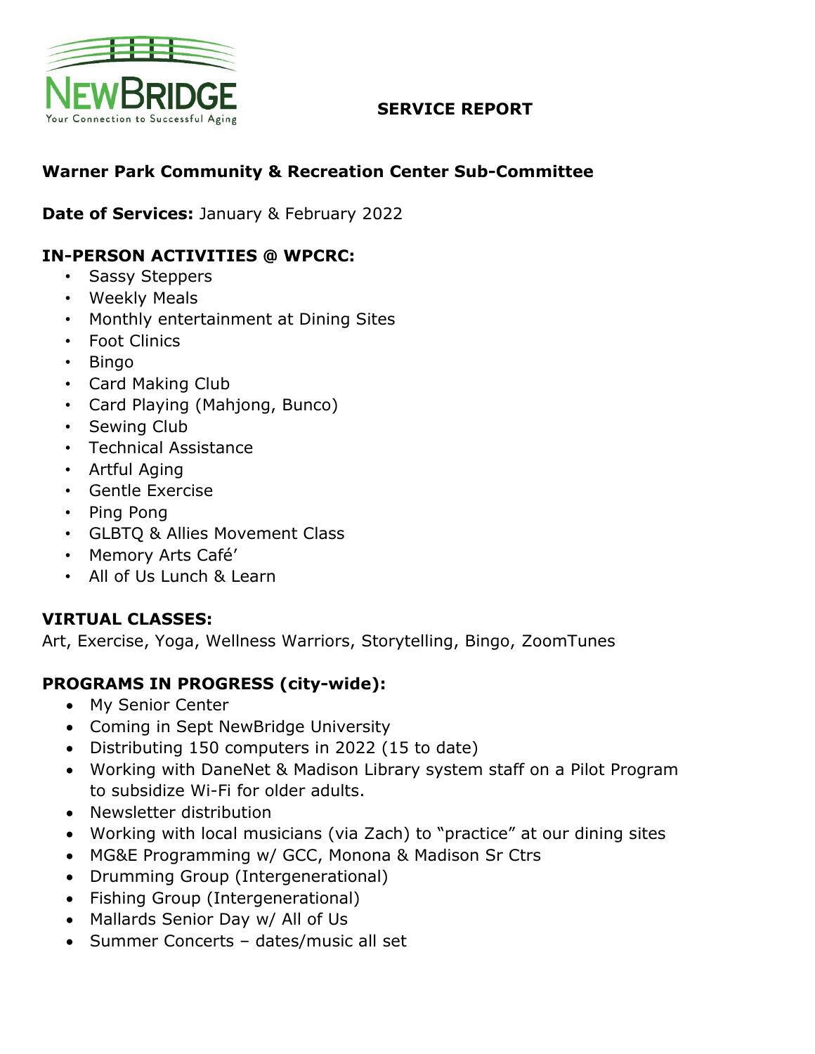NEWBRIDGE

Your Connection to Successful Aging

**SERVICE REPORT**

**Warner Park Community & Recreation Center Sub-Committee**

**Date of Services:** January & February 2022

**IN-PERSON ACTIVITIES @ WPCRC:**

- Sassy Steppers
- Weekly Meals
- Monthly entertainment at Dining Sites
- Foot Clinics
- Bingo
- Card Making Club
- Card Playing (Mahjong, Bunco)
- Sewing Club
- Technical Assistance
- Artful Aging
- Gentle Exercise
- Ping Pong
- GLBTQ & Allies Movement Class
- Memory Arts Café'
- All of Us Lunch & Learn

**VIRTUAL CLASSES:**

Art, Exercise, Yoga, Wellness Warriors, Storytelling, Bingo, ZoomTunes

**PROGRAMS IN PROGRESS (city-wide):**

- My Senior Center
- Coming in Sept NewBridge University
- Distributing 150 computers in 2022 (15 to date)
- Working with DaneNet & Madison Library system staff on a Pilot Program to subsidize Wi-Fi for older adults.
- Newsletter distribution
- Working with local musicians (via Zach) to "practice" at our dining sites
- MG&E Programming w/ GCC, Monona & Madison Sr Ctrs
- Drumming Group (Intergenerational)
- Fishing Group (Intergenerational)
- Mallards Senior Day w/ All of Us
- Summer Concerts – dates/music all set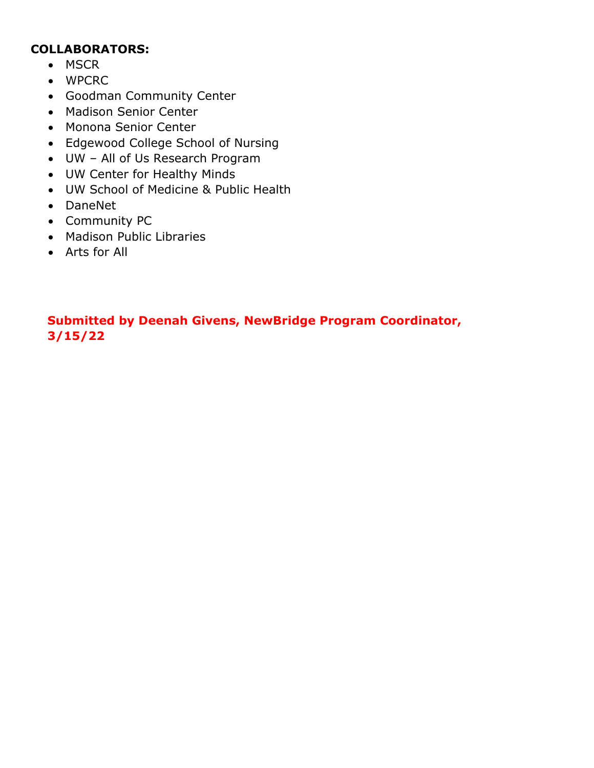**COLLABORATORS:**

- MSCR
- WPCRC
- Goodman Community Center
- Madison Senior Center
- Monona Senior Center
- Edgewood College School of Nursing
- UW – All of Us Research Program
- UW Center for Healthy Minds
- UW School of Medicine & Public Health
- DaneNet
- Community PC
- Madison Public Libraries
- Arts for All

**Submitted by Deenah Givens, NewBridge Program Coordinator, 3/15/22**